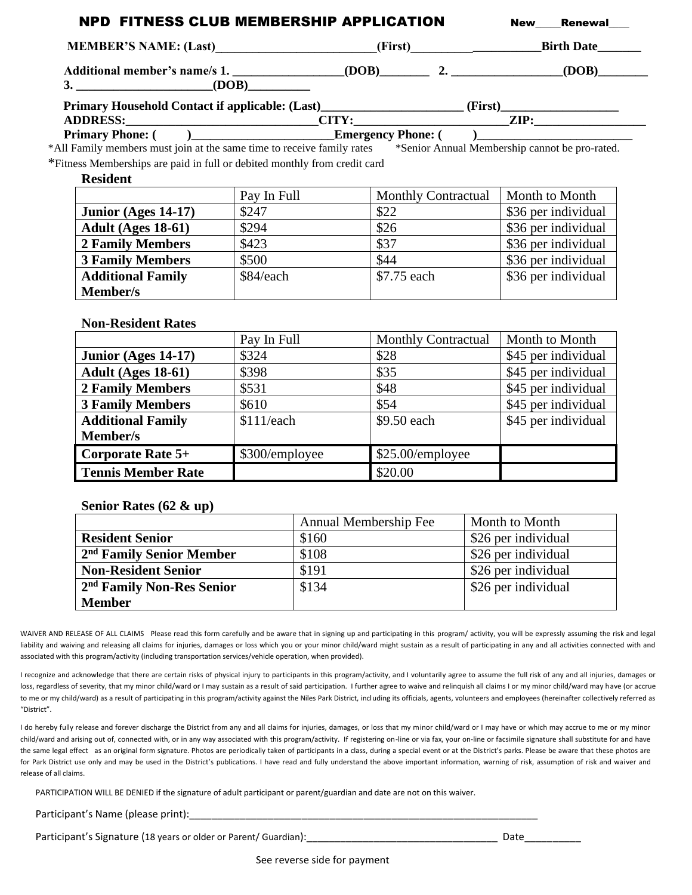# NPD FITNESS CLUB MEMBERSHIP APPLICATION

New____Renewal___

**MEMBER'S NAME: (Last)__________________________(First)_____________________Birth Date_______**

**Additional member's name/s 1. _________________(DOB)________ 2. _________________(DOB)________**
**3. _____________________(DOB)__________**

**Primary Household Contact if applicable: (Last)______________________ (First)___________________**
**ADDRESS:________________________________CITY:________________________ZIP:_________________**
**Primary Phone: (        )______________________Emergency Phone: (        )________________________**

*All Family members must join at the same time to receive family rates *Senior Annual Membership cannot be pro-rated.

*Fitness Memberships are paid in full or debited monthly from credit card

**Resident**

| | Pay In Full | Monthly Contractual | Month to Month |
|---|---|---|---|
| **Junior (Ages 14-17)** | $247 | $22 | $36 per individual |
| **Adult (Ages 18-61)** | $294 | $26 | $36 per individual |
| **2 Family Members** | $423 | $37 | $36 per individual |
| **3 Family Members** | $500 | $44 | $36 per individual |
| **Additional Family Member/s** | $84/each | $7.75 each | $36 per individual |

**Non-Resident Rates**

| | Pay In Full | Monthly Contractual | Month to Month |
|---|---|---|---|
| **Junior (Ages 14-17)** | $324 | $28 | $45 per individual |
| **Adult (Ages 18-61)** | $398 | $35 | $45 per individual |
| **2 Family Members** | $531 | $48 | $45 per individual |
| **3 Family Members** | $610 | $54 | $45 per individual |
| **Additional Family Member/s** | $111/each | $9.50 each | $45 per individual |
| **Corporate Rate 5+** | $300/employee | $25.00/employee | |
| **Tennis Member Rate** | | $20.00 | |

**Senior Rates (62 & up)**

| | Annual Membership Fee | Month to Month |
|---|---|---|
| **Resident Senior** | $160 | $26 per individual |
| **2nd Family Senior Member** | $108 | $26 per individual |
| **Non-Resident Senior** | $191 | $26 per individual |
| **2nd Family Non-Res Senior Member** | $134 | $26 per individual |

WAIVER AND RELEASE OF ALL CLAIMS Please read this form carefully and be aware that in signing up and participating in this program/ activity, you will be expressly assuming the risk and legal liability and waiving and releasing all claims for injuries, damages or loss which you or your minor child/ward might sustain as a result of participating in any and all activities connected with and associated with this program/activity (including transportation services/vehicle operation, when provided).

I recognize and acknowledge that there are certain risks of physical injury to participants in this program/activity, and I voluntarily agree to assume the full risk of any and all injuries, damages or loss, regardless of severity, that my minor child/ward or I may sustain as a result of said participation. I further agree to waive and relinquish all claims I or my minor child/ward may have (or accrue to me or my child/ward) as a result of participating in this program/activity against the Niles Park District, including its officials, agents, volunteers and employees (hereinafter collectively referred as "District".

I do hereby fully release and forever discharge the District from any and all claims for injuries, damages, or loss that my minor child/ward or I may have or which may accrue to me or my minor child/ward and arising out of, connected with, or in any way associated with this program/activity. If registering on-line or via fax, your on-line or facsimile signature shall substitute for and have the same legal effect as an original form signature. Photos are periodically taken of participants in a class, during a special event or at the District's parks. Please be aware that these photos are for Park District use only and may be used in the District's publications. I have read and fully understand the above important information, warning of risk, assumption of risk and waiver and release of all claims.

PARTICIPATION WILL BE DENIED if the signature of adult participant or parent/guardian and date are not on this waiver.

Participant's Name (please print):_________________________________________________________________

Participant's Signature (18 years or older or Parent/ Guardian):__________________________________ Date__________

See reverse side for payment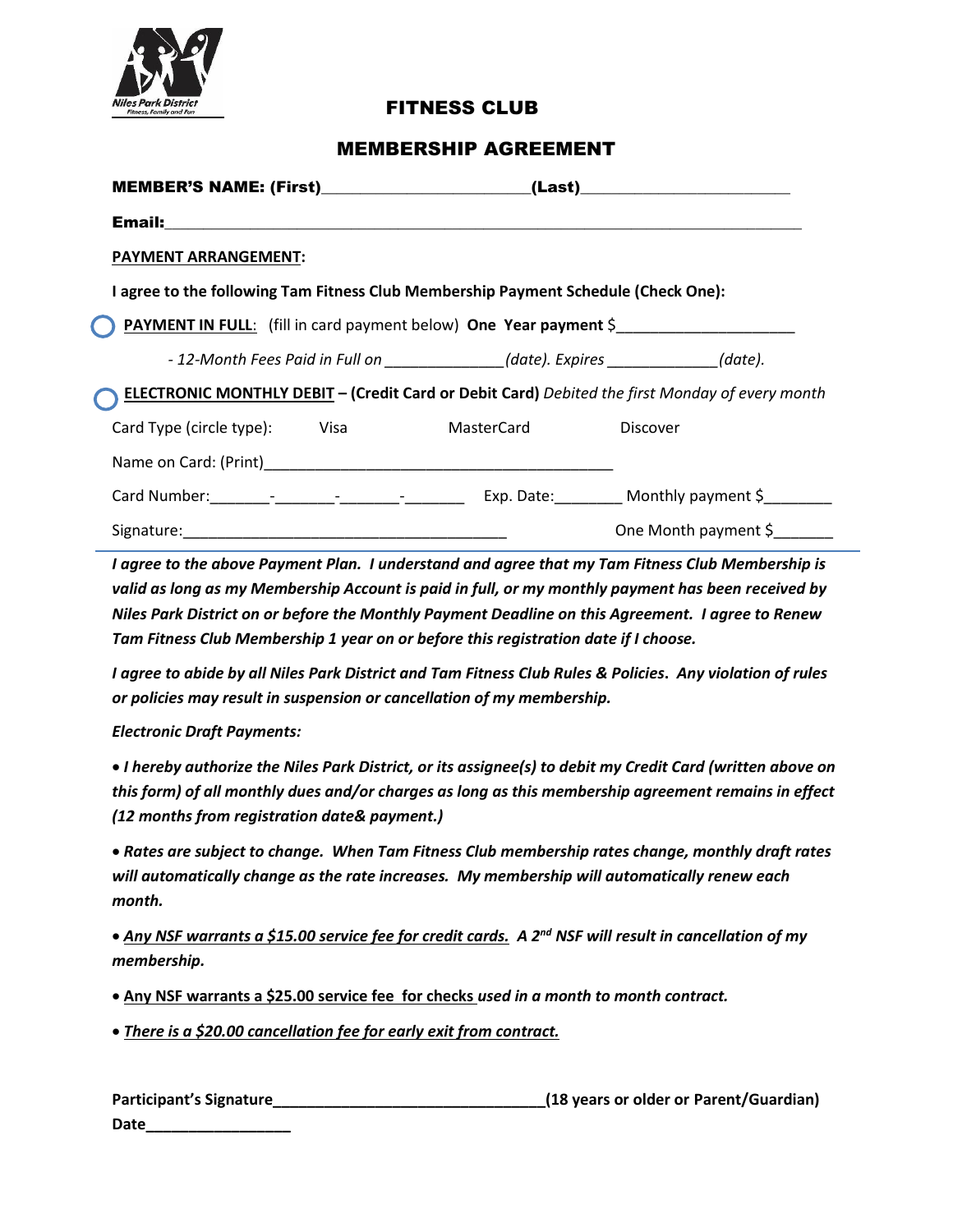Niles Park District
Fitness, Family and Fun

# FITNESS CLUB

## MEMBERSHIP AGREEMENT

**MEMBER'S NAME: (First)**_______________________**(Last)**_______________________

**Email:**_______________________________________________________________________

**PAYMENT ARRANGEMENT:**

**I agree to the following Tam Fitness Club Membership Payment Schedule (Check One):**

○ **PAYMENT IN FULL**: (fill in card payment below) **One Year payment** $_____________________

*- 12-Month Fees Paid in Full on _____________(date). Expires ____________(date).*

○ **ELECTRONIC MONTHLY DEBIT – (Credit Card or Debit Card)** *Debited the first Monday of every month*

Card Type (circle type): Visa MasterCard Discover

Name on Card: (Print)________________________________________

Card Number:_______-_______-_______-_______ Exp. Date:________ Monthly payment $________

Signature:_____________________________________ One Month payment $_______

***I agree to the above Payment Plan. I understand and agree that my Tam Fitness Club Membership is valid as long as my Membership Account is paid in full, or my monthly payment has been received by Niles Park District on or before the Monthly Payment Deadline on this Agreement. I agree to Renew Tam Fitness Club Membership 1 year on or before this registration date if I choose.***

***I agree to abide by all Niles Park District and Tam Fitness Club Rules & Policies. Any violation of rules or policies may result in suspension or cancellation of my membership.***

***Electronic Draft Payments:***

- ***I hereby authorize the Niles Park District, or its assignee(s) to debit my Credit Card (written above on this form) of all monthly dues and/or charges as long as this membership agreement remains in effect (12 months from registration date& payment.)***
- ***Rates are subject to change. When Tam Fitness Club membership rates change, monthly draft rates will automatically change as the rate increases. My membership will automatically renew each month.***
- ***Any NSF warrants a $15.00 service fee for credit cards. A 2nd NSF will result in cancellation of my membership.***
- **Any NSF warrants a $25.00 service fee for checks** ***used in a month to month contract.***
- ***There is a $20.00 cancellation fee for early exit from contract.***

**Participant's Signature________________________________(18 years or older or Parent/Guardian)**
**Date_________________**